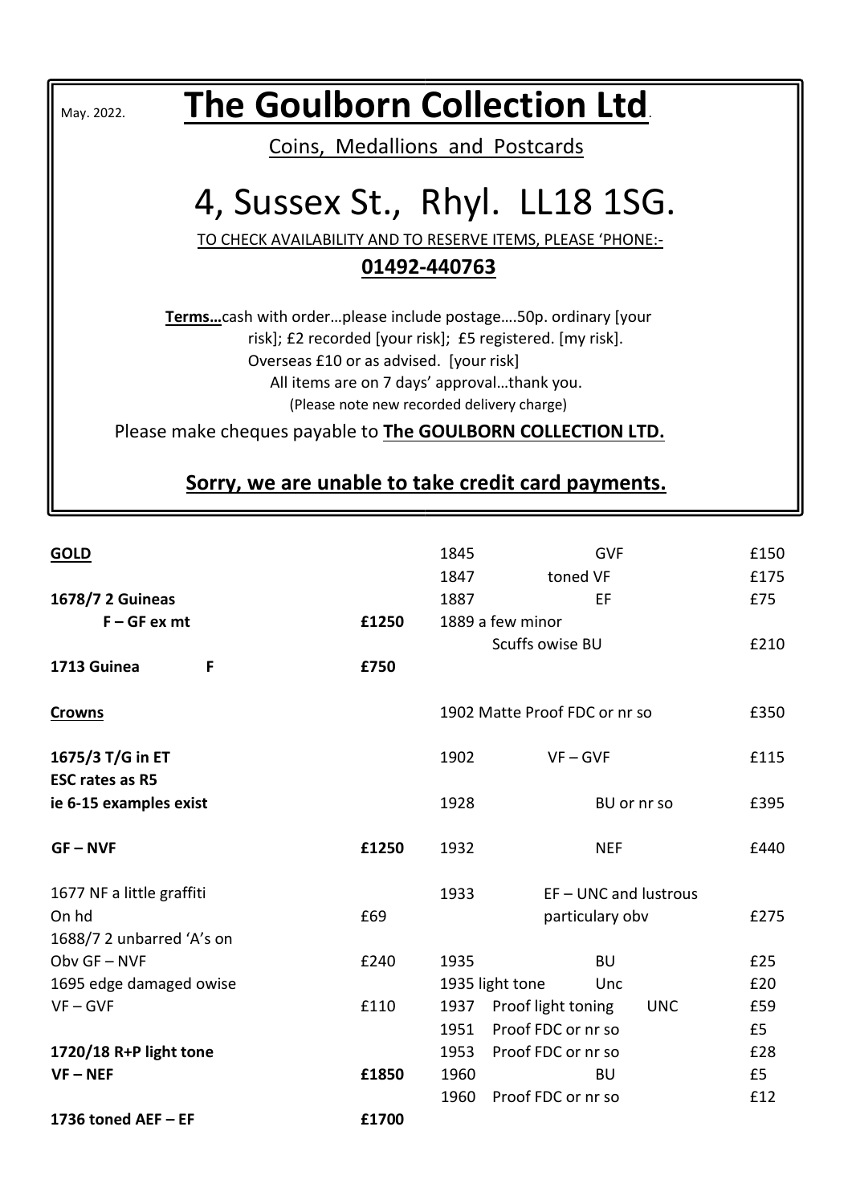May. 2022.

# The Goulborn Collection Ltd.

Coins, Medallions and Postcards

## 4, Sussex St., Rhyl. LL18 1SG.

TO CHECK AVAILABILITY AND TO RESERVE ITEMS, PLEASE 'PHONE:-

**01492-440763**

**Terms…**cash with order…please include postage….50p. ordinary [your risk]; £2 recorded [your risk]; £5 registered. [my risk]. Overseas £10 or as advised. [your risk]
All items are on 7 days' approval…thank you.
(Please note new recorded delivery charge)

Please make cheques payable to **The GOULBORN COLLECTION LTD.**

**Sorry, we are unable to take credit card payments.**

**GOLD**

**1678/7 2 Guineas**
**F – GF ex mt** **£1250**

**1713 Guinea F** **£750**

**Crowns**

**1675/3 T/G in ET**
**ESC rates as R5**
**ie 6-15 examples exist**

**GF – NVF** **£1250**

1677 NF a little graffiti On hd £69

1688/7 2 unbarred 'A's on Obv GF – NVF £240

1695 edge damaged owise VF – GVF £110

**1720/18 R+P light tone**
**VF – NEF** **£1850**

**1736 toned AEF – EF** **£1700**

| Year | Description | Price |
|---|---|---|
| 1845 | GVF | £150 |
| 1847 | toned VF | £175 |
| 1887 | EF | £75 |
| 1889 | a few minor Scuffs owise BU | £210 |
| 1902 | Matte Proof FDC or nr so | £350 |
| 1902 | VF – GVF | £115 |
| 1928 | BU or nr so | £395 |
| 1932 | NEF | £440 |
| 1933 | EF – UNC and lustrous particulary obv | £275 |
| 1935 | BU | £25 |
| 1935 | light tone Unc | £20 |
| 1937 | Proof light toning UNC | £59 |
| 1951 | Proof FDC or nr so | £5 |
| 1953 | Proof FDC or nr so | £28 |
| 1960 | BU | £5 |
| 1960 | Proof FDC or nr so | £12 |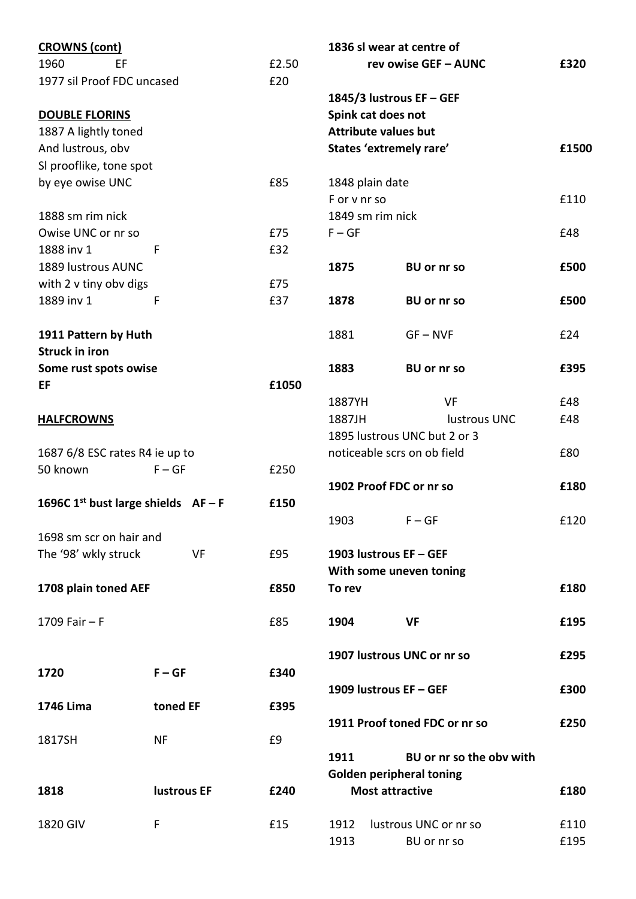**CROWNS (cont)**

| | | |
|---|---|---|
| 1960 | EF | £2.50 |
| 1977 sil Proof FDC uncased | | £20 |

**DOUBLE FLORINS**

| | | |
|---|---|---|
| 1887 A lightly toned And lustrous, obv Sl prooflike, tone spot by eye owise UNC | | £85 |
| 1888 sm rim nick Owise UNC or nr so | | £75 |
| 1888 inv 1 | F | £32 |
| 1889 lustrous AUNC with 2 v tiny obv digs | | £75 |
| 1889 inv 1 | F | £37 |
| **1911 Pattern by Huth Struck in iron Some rust spots owise EF** | | **£1050** |

**HALFCROWNS**

| | | |
|---|---|---|
| 1687 6/8 ESC rates R4 ie up to 50 known | F – GF | £250 |
| **1696C 1st bust large shields** | **AF – F** | **£150** |
| 1698 sm scr on hair and The '98' wkly struck | VF | £95 |
| **1708 plain toned AEF** | | **£850** |
| 1709 Fair – F | | £85 |
| **1720** | **F – GF** | **£340** |
| **1746 Lima** | **toned EF** | **£395** |
| 1817SH | NF | £9 |
| **1818** | **lustrous EF** | **£240** |
| 1820 GIV | F | £15 |
| **1836 sl wear at centre of rev owise GEF – AUNC** | | **£320** |
| **1845/3 lustrous EF – GEF Spink cat does not Attribute values but States 'extremely rare'** | | **£1500** |
| 1848 plain date F or v nr so | | £110 |
| 1849 sm rim nick F – GF | | £48 |
| **1875** | **BU or nr so** | **£500** |
| **1878** | **BU or nr so** | **£500** |
| 1881 | GF – NVF | £24 |
| **1883** | **BU or nr so** | **£395** |
| 1887YH | VF | £48 |
| 1887JH | lustrous UNC | £48 |
| 1895 lustrous UNC but 2 or 3 noticeable scrs on ob field | | £80 |
| **1902 Proof FDC or nr so** | | **£180** |
| 1903 | F – GF | £120 |
| **1903 lustrous EF – GEF With some uneven toning To rev** | | **£180** |
| **1904** | **VF** | **£195** |
| **1907 lustrous UNC or nr so** | | **£295** |
| **1909 lustrous EF – GEF** | | **£300** |
| **1911 Proof toned FDC or nr so** | | **£250** |
| **1911** | **BU or nr so the obv with Golden peripheral toning Most attractive** | **£180** |
| 1912 | lustrous UNC or nr so | £110 |
| 1913 | BU or nr so | £195 |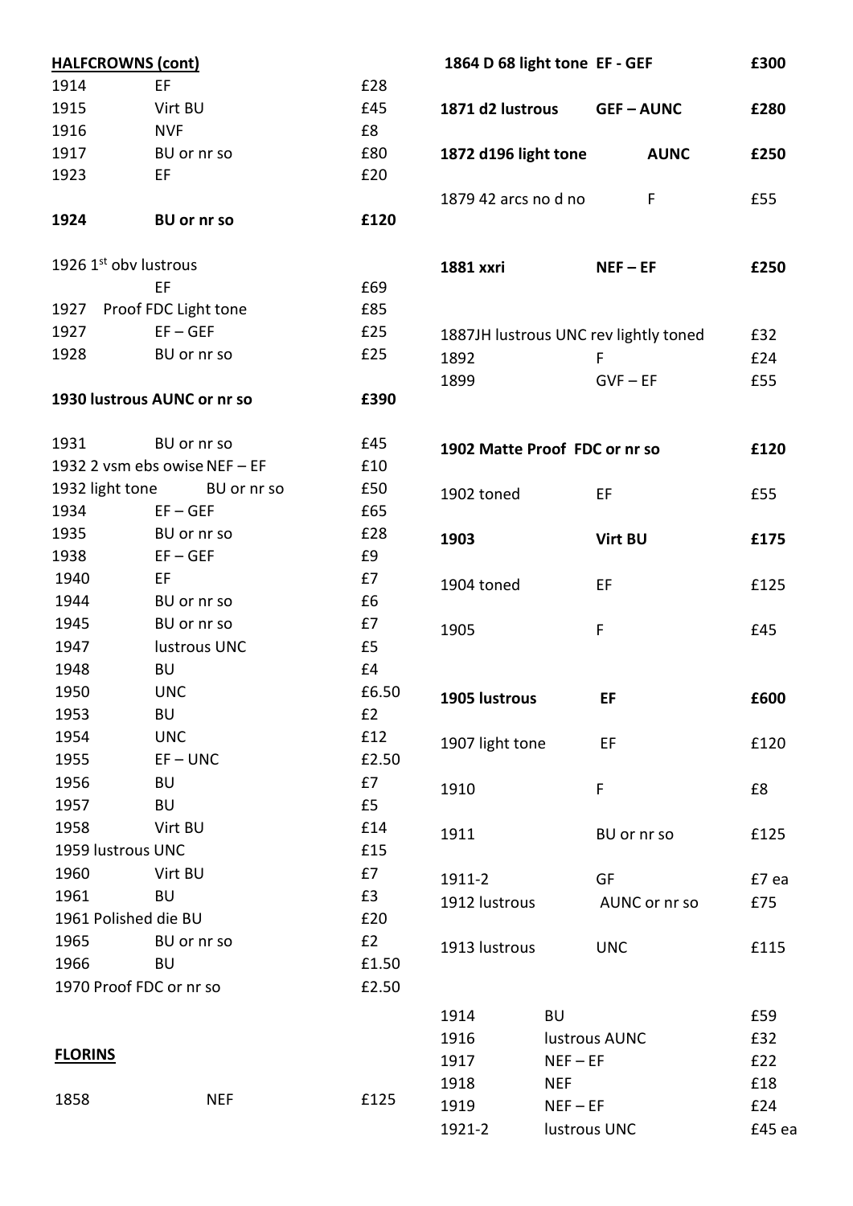## HALFCROWNS (cont)

| Year | Grade | Price |
|---|---|---|
| 1914 | EF | £28 |
| 1915 | Virt BU | £45 |
| 1916 | NVF | £8 |
| 1917 | BU or nr so | £80 |
| 1923 | EF | £20 |
| **1924** | **BU or nr so** | **£120** |
| 1926 1st obv lustrous | EF | £69 |
| 1927 | Proof FDC Light tone | £85 |
| 1927 | EF – GEF | £25 |
| 1928 | BU or nr so | £25 |
| **1930 lustrous** | **AUNC or nr so** | **£390** |
| 1931 | BU or nr so | £45 |
| 1932 2 vsm ebs owise | NEF – EF | £10 |
| 1932 light tone | BU or nr so | £50 |
| 1934 | EF – GEF | £65 |
| 1935 | BU or nr so | £28 |
| 1938 | EF – GEF | £9 |
| 1940 | EF | £7 |
| 1944 | BU or nr so | £6 |
| 1945 | BU or nr so | £7 |
| 1947 | lustrous UNC | £5 |
| 1948 | BU | £4 |
| 1950 | UNC | £6.50 |
| 1953 | BU | £2 |
| 1954 | UNC | £12 |
| 1955 | EF – UNC | £2.50 |
| 1956 | BU | £7 |
| 1957 | BU | £5 |
| 1958 | Virt BU | £14 |
| 1959 lustrous | UNC | £15 |
| 1960 | Virt BU | £7 |
| 1961 | BU | £3 |
| 1961 Polished die | BU | £20 |
| 1965 | BU or nr so | £2 |
| 1966 | BU | £1.50 |
| 1970 Proof | FDC or nr so | £2.50 |

## FLORINS

| Year | Grade | Price |
|---|---|---|
| 1858 | NEF | £125 |
| **1864 D 68 light tone** | **EF - GEF** | **£300** |
| **1871 d2 lustrous** | **GEF – AUNC** | **£280** |
| **1872 d196 light tone** | **AUNC** | **£250** |
| 1879 42 arcs no d no | F | £55 |
| **1881 xxri** | **NEF – EF** | **£250** |
| 1887JH lustrous | UNC rev lightly toned | £32 |
| 1892 | F | £24 |
| 1899 | GVF – EF | £55 |
| **1902 Matte Proof** | **FDC or nr so** | **£120** |
| 1902 toned | EF | £55 |
| **1903** | **Virt BU** | **£175** |
| 1904 toned | EF | £125 |
| 1905 | F | £45 |
| **1905 lustrous** | **EF** | **£600** |
| 1907 light tone | EF | £120 |
| 1910 | F | £8 |
| 1911 | BU or nr so | £125 |
| 1911-2 | GF | £7 ea |
| 1912 lustrous | AUNC or nr so | £75 |
| 1913 lustrous | UNC | £115 |
| 1914 | BU | £59 |
| 1916 | lustrous AUNC | £32 |
| 1917 | NEF – EF | £22 |
| 1918 | NEF | £18 |
| 1919 | NEF – EF | £24 |
| 1921-2 | lustrous UNC | £45 ea |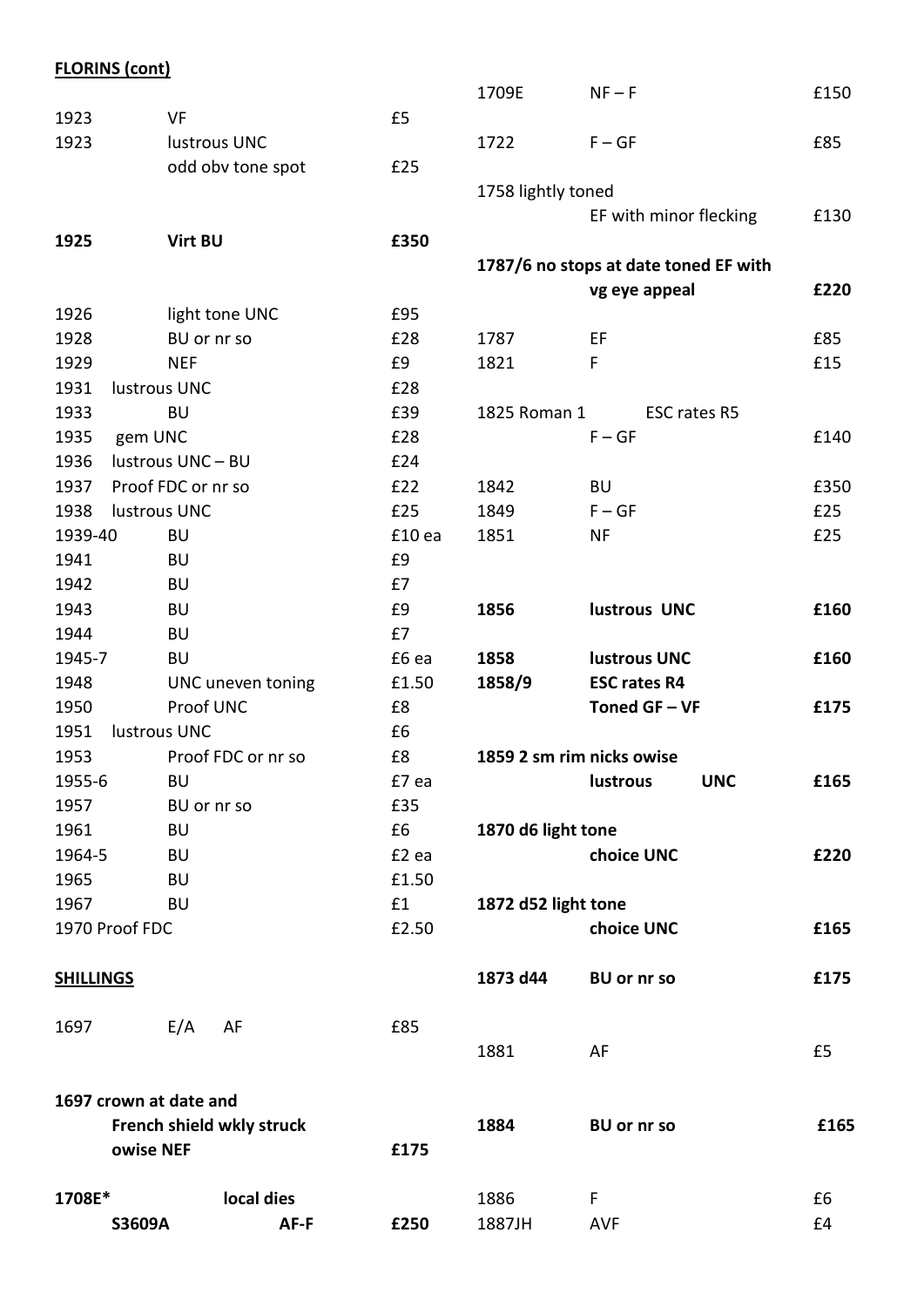**FLORINS (cont)**

| | | |
|---|---|---|
| 1923 | VF | £5 |
| 1923 | lustrous UNC odd obv tone spot | £25 |
| **1925** | **Virt BU** | **£350** |
| 1926 | light tone UNC | £95 |
| 1928 | BU or nr so | £28 |
| 1929 | NEF | £9 |
| 1931 | lustrous UNC | £28 |
| 1933 | BU | £39 |
| 1935 | gem UNC | £28 |
| 1936 | lustrous UNC – BU | £24 |
| 1937 | Proof FDC or nr so | £22 |
| 1938 | lustrous UNC | £25 |
| 1939-40 | BU | £10 ea |
| 1941 | BU | £9 |
| 1942 | BU | £7 |
| 1943 | BU | £9 |
| 1944 | BU | £7 |
| 1945-7 | BU | £6 ea |
| 1948 | UNC uneven toning | £1.50 |
| 1950 | Proof UNC | £8 |
| 1951 | lustrous UNC | £6 |
| 1953 | Proof FDC or nr so | £8 |
| 1955-6 | BU | £7 ea |
| 1957 | BU or nr so | £35 |
| 1961 | BU | £6 |
| 1964-5 | BU | £2 ea |
| 1965 | BU | £1.50 |
| 1967 | BU | £1 |
| 1970 Proof FDC | | £2.50 |

**SHILLINGS**

| | | |
|---|---|---|
| 1697 | E/A AF | £85 |
| **1697 crown at date and French shield wkly struck owise NEF** | | **£175** |
| **1708E*** | **local dies S3609A AF-F** | **£250** |
| 1709E | NF – F | £150 |
| 1722 | F – GF | £85 |
| 1758 lightly toned | EF with minor flecking | £130 |
| **1787/6 no stops at date toned EF with** | **vg eye appeal** | **£220** |
| 1787 | EF | £85 |
| 1821 | F | £15 |
| 1825 Roman 1 | ESC rates R5 F – GF | £140 |
| 1842 | BU | £350 |
| 1849 | F – GF | £25 |
| 1851 | NF | £25 |
| **1856** | **lustrous UNC** | **£160** |
| **1858** | **lustrous UNC** | **£160** |
| **1858/9** | **ESC rates R4 Toned GF – VF** | **£175** |
| **1859 2 sm rim nicks owise** | **lustrous UNC** | **£165** |
| **1870 d6 light tone** | **choice UNC** | **£220** |
| **1872 d52 light tone** | **choice UNC** | **£165** |
| **1873 d44** | **BU or nr so** | **£175** |
| 1881 | AF | £5 |
| **1884** | **BU or nr so** | **£165** |
| 1886 | F | £6 |
| 1887JH | AVF | £4 |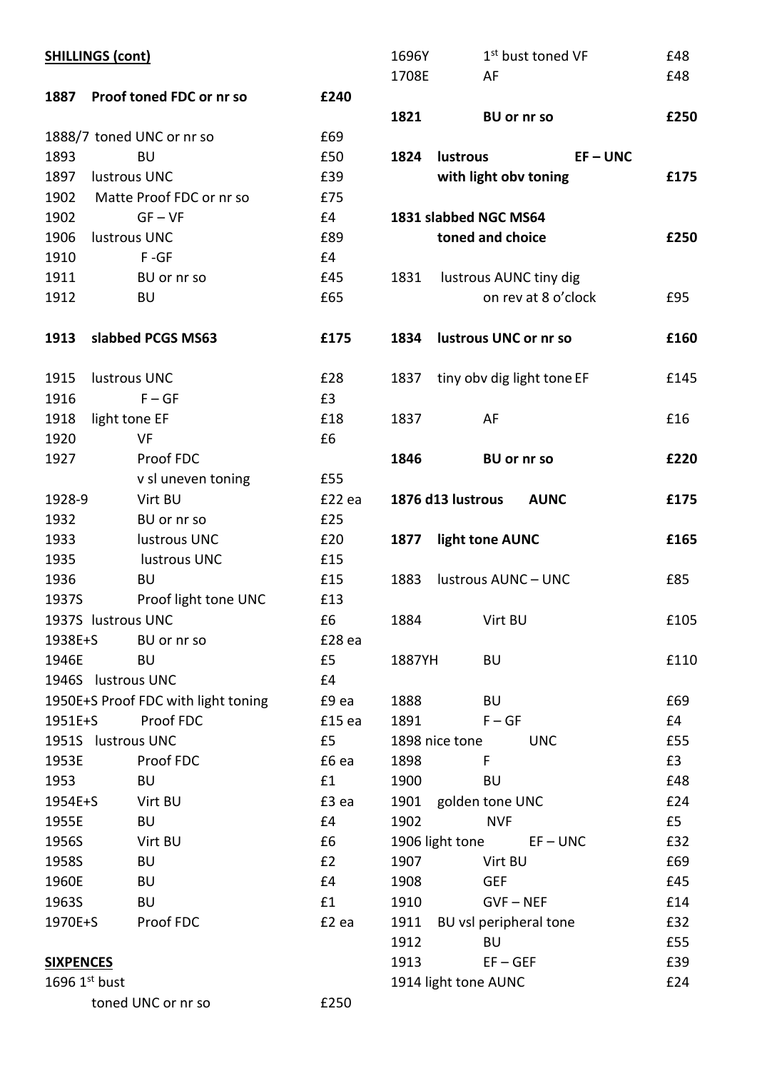## SHILLINGS (cont)

| Date | Description | Price |
|---|---|---|
| **1887** | **Proof toned FDC or nr so** | **£240** |
| 1888/7 | toned UNC or nr so | £69 |
| 1893 | BU | £50 |
| 1897 | lustrous UNC | £39 |
| 1902 | Matte Proof FDC or nr so | £75 |
| 1902 | GF – VF | £4 |
| 1906 | lustrous UNC | £89 |
| 1910 | F -GF | £4 |
| 1911 | BU or nr so | £45 |
| 1912 | BU | £65 |
| **1913** | **slabbed PCGS MS63** | **£175** |
| 1915 | lustrous UNC | £28 |
| 1916 | F – GF | £3 |
| 1918 | light tone EF | £18 |
| 1920 | VF | £6 |
| 1927 | Proof FDC v sl uneven toning | £55 |
| 1928-9 | Virt BU | £22 ea |
| 1932 | BU or nr so | £25 |
| 1933 | lustrous UNC | £20 |
| 1935 | lustrous UNC | £15 |
| 1936 | BU | £15 |
| 1937S | Proof light tone UNC | £13 |
| 1937S | lustrous UNC | £6 |
| 1938E+S | BU or nr so | £28 ea |
| 1946E | BU | £5 |
| 1946S | lustrous UNC | £4 |
| 1950E+S | Proof FDC with light toning | £9 ea |
| 1951E+S | Proof FDC | £15 ea |
| 1951S | lustrous UNC | £5 |
| 1953E | Proof FDC | £6 ea |
| 1953 | BU | £1 |
| 1954E+S | Virt BU | £3 ea |
| 1955E | BU | £4 |
| 1956S | Virt BU | £6 |
| 1958S | BU | £2 |
| 1960E | BU | £4 |
| 1963S | BU | £1 |
| 1970E+S | Proof FDC | £2 ea |

## SIXPENCES

| Date | Description | Price |
|---|---|---|
| 1696 1st bust | toned UNC or nr so | £250 |
| 1696Y | 1st bust toned VF | £48 |
| 1708E | AF | £48 |
| **1821** | **BU or nr so** | **£250** |
| **1824** | **lustrous EF – UNC with light obv toning** | **£175** |
| **1831** | **slabbed NGC MS64 toned and choice** | **£250** |
| 1831 | lustrous AUNC tiny dig on rev at 8 o'clock | £95 |
| **1834** | **lustrous UNC or nr so** | **£160** |
| 1837 | tiny obv dig light tone EF | £145 |
| 1837 | AF | £16 |
| **1846** | **BU or nr so** | **£220** |
| **1876 d13** | **lustrous AUNC** | **£175** |
| **1877** | **light tone AUNC** | **£165** |
| 1883 | lustrous AUNC – UNC | £85 |
| 1884 | Virt BU | £105 |
| 1887YH | BU | £110 |
| 1888 | BU | £69 |
| 1891 | F – GF | £4 |
| 1898 | nice tone UNC | £55 |
| 1898 | F | £3 |
| 1900 | BU | £48 |
| 1901 | golden tone UNC | £24 |
| 1902 | NVF | £5 |
| 1906 | light tone EF – UNC | £32 |
| 1907 | Virt BU | £69 |
| 1908 | GEF | £45 |
| 1910 | GVF – NEF | £14 |
| 1911 | BU vsl peripheral tone | £32 |
| 1912 | BU | £55 |
| 1913 | EF – GEF | £39 |
| 1914 | light tone AUNC | £24 |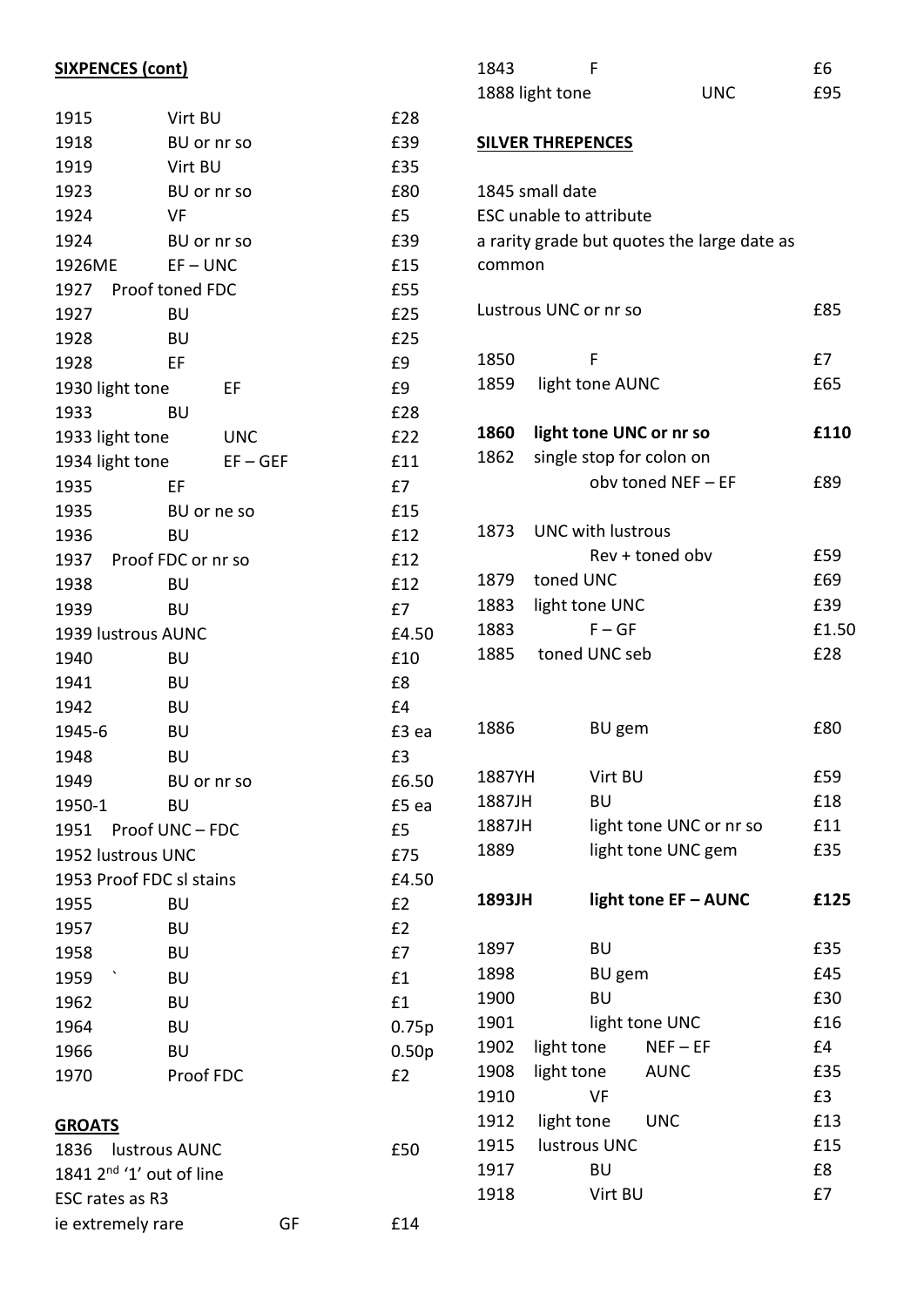**SIXPENCES (cont)**

| | | |
|---|---|---|
| 1915 | Virt BU | £28 |
| 1918 | BU or nr so | £39 |
| 1919 | Virt BU | £35 |
| 1923 | BU or nr so | £80 |
| 1924 | VF | £5 |
| 1924 | BU or nr so | £39 |
| 1926ME | EF – UNC | £15 |
| 1927 | Proof toned FDC | £55 |
| 1927 | BU | £25 |
| 1928 | BU | £25 |
| 1928 | EF | £9 |
| 1930 light tone | EF | £9 |
| 1933 | BU | £28 |
| 1933 light tone | UNC | £22 |
| 1934 light tone | EF – GEF | £11 |
| 1935 | EF | £7 |
| 1935 | BU or ne so | £15 |
| 1936 | BU | £12 |
| 1937 | Proof FDC or nr so | £12 |
| 1938 | BU | £12 |
| 1939 | BU | £7 |
| 1939 lustrous AUNC | | £4.50 |
| 1940 | BU | £10 |
| 1941 | BU | £8 |
| 1942 | BU | £4 |
| 1945-6 | BU | £3 ea |
| 1948 | BU | £3 |
| 1949 | BU or nr so | £6.50 |
| 1950-1 | BU | £5 ea |
| 1951 | Proof UNC – FDC | £5 |
| 1952 lustrous UNC | | £75 |
| 1953 Proof FDC sl stains | | £4.50 |
| 1955 | BU | £2 |
| 1957 | BU | £2 |
| 1958 | BU | £7 |
| 1959 ` | BU | £1 |
| 1962 | BU | £1 |
| 1964 | BU | 0.75p |
| 1966 | BU | 0.50p |
| 1970 | Proof FDC | £2 |

**GROATS**

| | | |
|---|---|---|
| 1836 | lustrous AUNC | £50 |
| 1841 2nd '1' out of line ESC rates as R3 ie extremely rare | GF | £14 |
| 1843 | F | £6 |
| 1888 light tone | UNC | £95 |

**SILVER THREPENCES**

1845 small date
ESC unable to attribute
a rarity grade but quotes the large date as common

| | | |
|---|---|---|
| | Lustrous UNC or nr so | £85 |
| 1850 | F | £7 |
| 1859 | light tone AUNC | £65 |
| **1860** | **light tone UNC or nr so** | **£110** |
| 1862 | single stop for colon on obv toned NEF – EF | £89 |
| 1873 | UNC with lustrous Rev + toned obv | £59 |
| 1879 | toned UNC | £69 |
| 1883 | light tone UNC | £39 |
| 1883 | F – GF | £1.50 |
| 1885 | toned UNC seb | £28 |
| 1886 | BU gem | £80 |
| 1887YH | Virt BU | £59 |
| 1887JH | BU | £18 |
| 1887JH | light tone UNC or nr so | £11 |
| 1889 | light tone UNC gem | £35 |
| **1893JH** | **light tone EF – AUNC** | **£125** |
| 1897 | BU | £35 |
| 1898 | BU gem | £45 |
| 1900 | BU | £30 |
| 1901 | light tone UNC | £16 |
| 1902 | light tone NEF – EF | £4 |
| 1908 | light tone AUNC | £35 |
| 1910 | VF | £3 |
| 1912 | light tone UNC | £13 |
| 1915 | lustrous UNC | £15 |
| 1917 | BU | £8 |
| 1918 | Virt BU | £7 |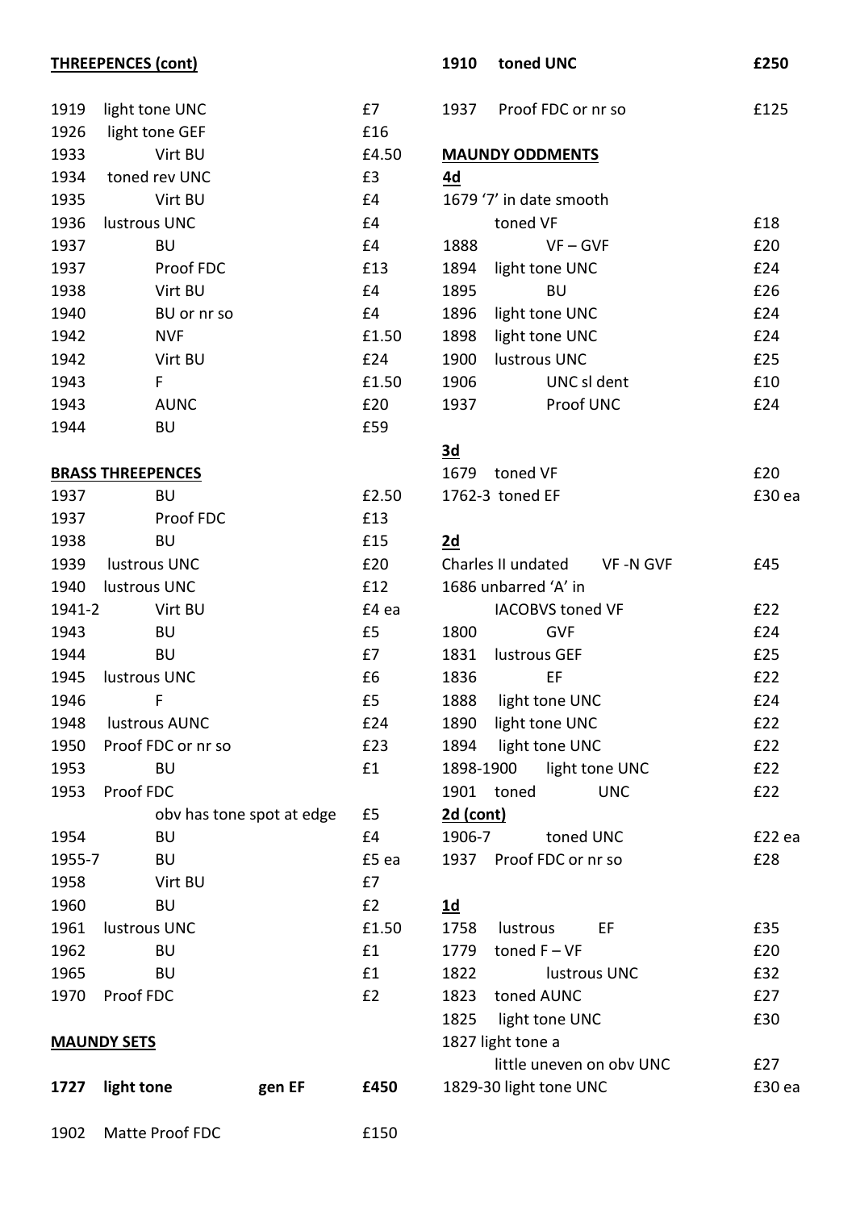## THREEPENCES (cont)

| | | |
|---|---|---|
| 1919 | light tone UNC | £7 |
| 1926 | light tone GEF | £16 |
| 1933 | Virt BU | £4.50 |
| 1934 | toned rev UNC | £3 |
| 1935 | Virt BU | £4 |
| 1936 | lustrous UNC | £4 |
| 1937 | BU | £4 |
| 1937 | Proof FDC | £13 |
| 1938 | Virt BU | £4 |
| 1940 | BU or nr so | £4 |
| 1942 | NVF | £1.50 |
| 1942 | Virt BU | £24 |
| 1943 | F | £1.50 |
| 1943 | AUNC | £20 |
| 1944 | BU | £59 |

## BRASS THREEPENCES

| | | |
|---|---|---|
| 1937 | BU | £2.50 |
| 1937 | Proof FDC | £13 |
| 1938 | BU | £15 |
| 1939 | lustrous UNC | £20 |
| 1940 | lustrous UNC | £12 |
| 1941-2 | Virt BU | £4 ea |
| 1943 | BU | £5 |
| 1944 | BU | £7 |
| 1945 | lustrous UNC | £6 |
| 1946 | F | £5 |
| 1948 | lustrous AUNC | £24 |
| 1950 | Proof FDC or nr so | £23 |
| 1953 | BU | £1 |
| 1953 | Proof FDC obv has tone spot at edge | £5 |
| 1954 | BU | £4 |
| 1955-7 | BU | £5 ea |
| 1958 | Virt BU | £7 |
| 1960 | BU | £2 |
| 1961 | lustrous UNC | £1.50 |
| 1962 | BU | £1 |
| 1965 | BU | £1 |
| 1970 | Proof FDC | £2 |

## MAUNDY SETS

| | | |
|---|---|---|
| **1727** | **light tone gen EF** | **£450** |
| 1902 | Matte Proof FDC | £150 |
| **1910** | **toned UNC** | **£250** |
| 1937 | Proof FDC or nr so | £125 |

## MAUNDY ODDMENTS

### 4d

| | | |
|---|---|---|
| 1679 | '7' in date smooth toned VF | £18 |
| 1888 | VF – GVF | £20 |
| 1894 | light tone UNC | £24 |
| 1895 | BU | £26 |
| 1896 | light tone UNC | £24 |
| 1898 | light tone UNC | £24 |
| 1900 | lustrous UNC | £25 |
| 1906 | UNC sl dent | £10 |
| 1937 | Proof UNC | £24 |

### 3d

| | | |
|---|---|---|
| 1679 | toned VF | £20 |
| 1762-3 | toned EF | £30 ea |

### 2d

| | | |
|---|---|---|
| Charles II undated | VF -N GVF | £45 |
| 1686 | unbarred 'A' in IACOBVS toned VF | £22 |
| 1800 | GVF | £24 |
| 1831 | lustrous GEF | £25 |
| 1836 | EF | £22 |
| 1888 | light tone UNC | £24 |
| 1890 | light tone UNC | £22 |
| 1894 | light tone UNC | £22 |
| 1898-1900 | light tone UNC | £22 |
| 1901 | toned UNC | £22 |

### 2d (cont)

| | | |
|---|---|---|
| 1906-7 | toned UNC | £22 ea |
| 1937 | Proof FDC or nr so | £28 |

### 1d

| | | |
|---|---|---|
| 1758 | lustrous EF | £35 |
| 1779 | toned F – VF | £20 |
| 1822 | lustrous UNC | £32 |
| 1823 | toned AUNC | £27 |
| 1825 | light tone UNC | £30 |
| 1827 | light tone a little uneven on obv UNC | £27 |
| 1829-30 | light tone UNC | £30 ea |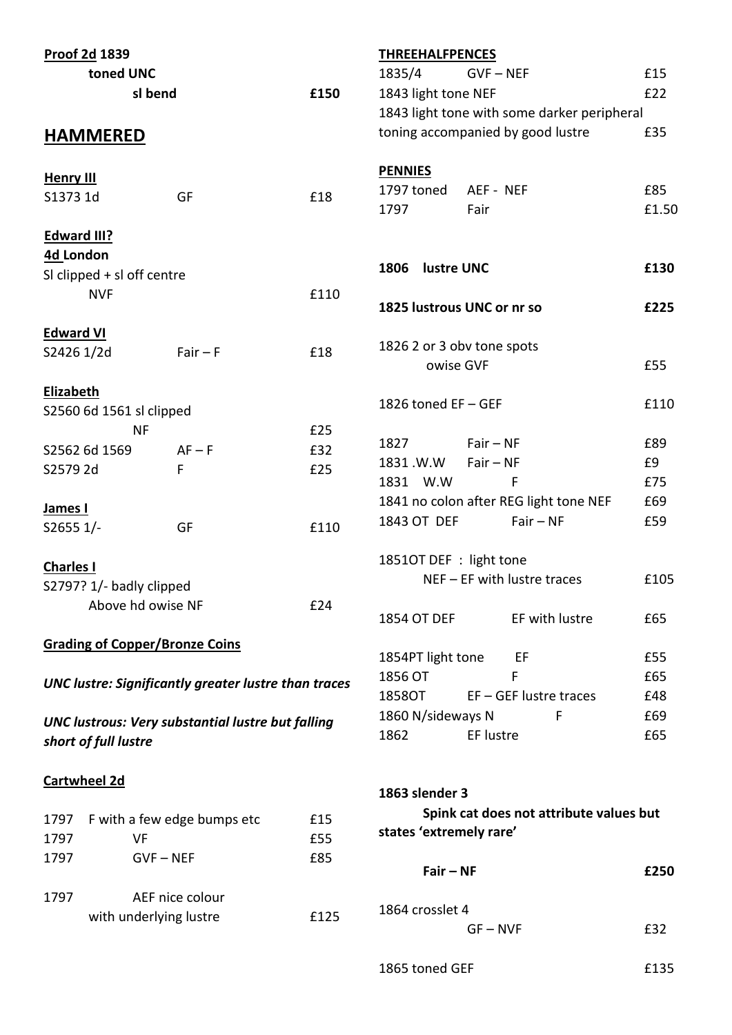**Proof 2d 1839**

**toned UNC**

**sl bend** **£150**

## HAMMERED

**Henry III**

S1373 1d GF £18

**Edward III?**

**4d London**

Sl clipped + sl off centre

NVF £110

**Edward VI**

S2426 1/2d Fair – F £18

**Elizabeth**

S2560 6d 1561 sl clipped

NF £25

S2562 6d 1569 AF – F £32

S2579 2d F £25

**James I**

S2655 1/- GF £110

**Charles I**

S2797? 1/- badly clipped

Above hd owise NF £24

**Grading of Copper/Bronze Coins**

***UNC lustre: Significantly greater lustre than traces***

***UNC lustrous: Very substantial lustre but falling short of full lustre***

**Cartwheel 2d**

| | | |
|---|---|---|
| 1797 | F with a few edge bumps etc | £15 |
| 1797 | VF | £55 |
| 1797 | GVF – NEF | £85 |
| 1797 | AEF nice colour with underlying lustre | £125 |

**THREEHALFPENCES**

| | | |
|---|---|---|
| 1835/4 | GVF – NEF | £15 |
| 1843 light tone NEF | | £22 |
| 1843 light tone with some darker peripheral toning accompanied by good lustre | | £35 |

**PENNIES**

| | | |
|---|---|---|
| 1797 toned | AEF - NEF | £85 |
| 1797 | Fair | £1.50 |
| **1806 lustre UNC** | | **£130** |
| **1825 lustrous UNC or nr so** | | **£225** |
| 1826 2 or 3 obv tone spots owise GVF | | £55 |
| 1826 toned EF – GEF | | £110 |
| 1827 | Fair – NF | £89 |
| 1831 .W.W | Fair – NF | £9 |
| 1831 W.W | F | £75 |
| 1841 no colon after REG light tone NEF | | £69 |
| 1843 OT DEF | Fair – NF | £59 |
| 1851OT DEF : light tone NEF – EF with lustre traces | | £105 |
| 1854 OT DEF | EF with lustre | £65 |
| 1854PT light tone | EF | £55 |
| 1856 OT | F | £65 |
| 1858OT | EF – GEF lustre traces | £48 |
| 1860 N/sideways N | F | £69 |
| 1862 | EF lustre | £65 |

**1863 slender 3**

**Spink cat does not attribute values but states 'extremely rare'**

**Fair – NF** **£250**

1864 crosslet 4

GF – NVF £32

1865 toned GEF £135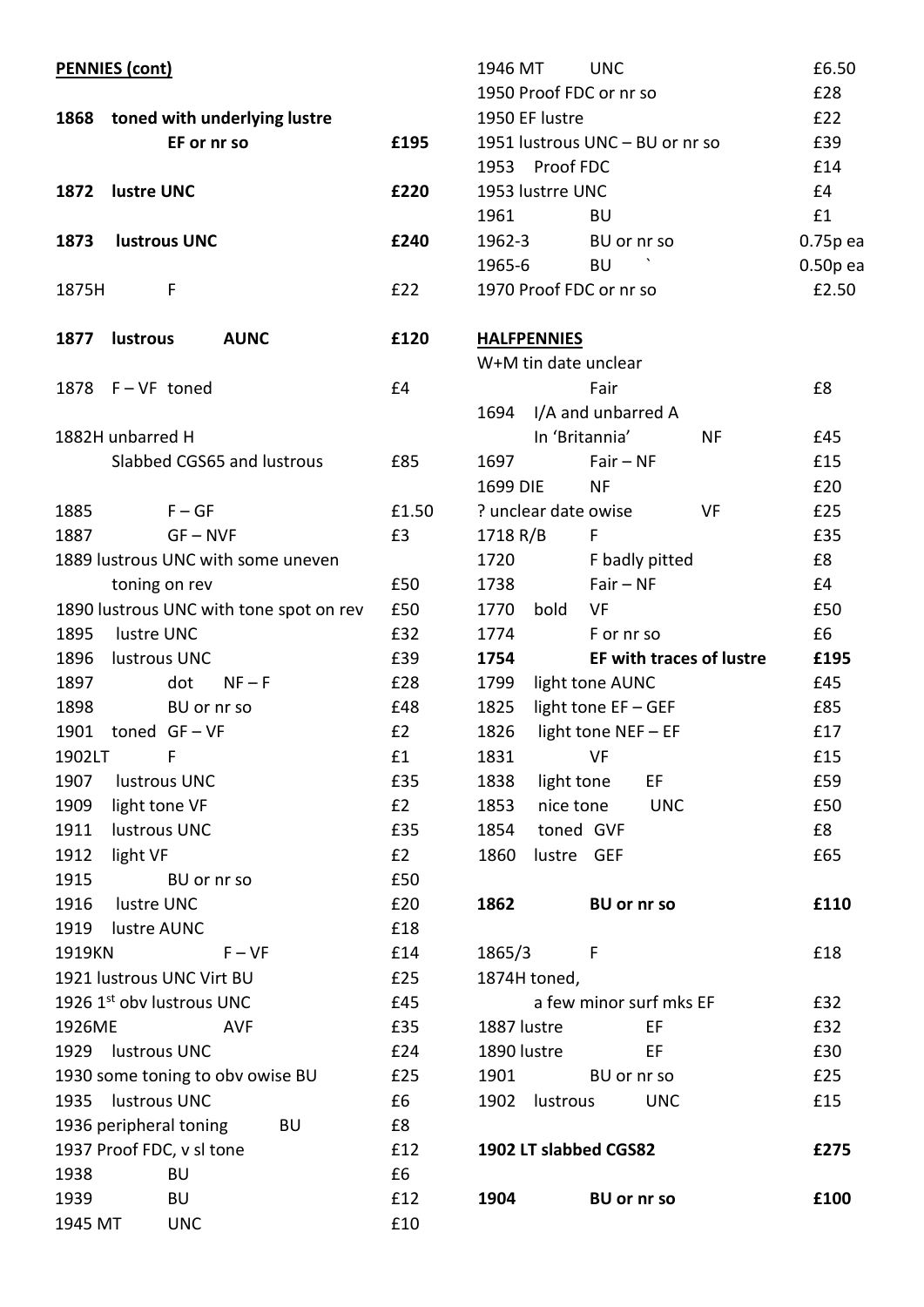## PENNIES (cont)

| | |
|---|---|
| **1868 toned with underlying lustre EF or nr so** | **£195** |
| **1872 lustre UNC** | **£220** |
| **1873 lustrous UNC** | **£240** |
| 1875H F | £22 |
| **1877 lustrous AUNC** | **£120** |
| 1878 F – VF toned | £4 |
| 1882H unbarred H Slabbed CGS65 and lustrous | £85 |
| 1885 F – GF | £1.50 |
| 1887 GF – NVF | £3 |
| 1889 lustrous UNC with some uneven toning on rev | £50 |
| 1890 lustrous UNC with tone spot on rev | £50 |
| 1895 lustre UNC | £32 |
| 1896 lustrous UNC | £39 |
| 1897 dot NF – F | £28 |
| 1898 BU or nr so | £48 |
| 1901 toned GF – VF | £2 |
| 1902LT F | £1 |
| 1907 lustrous UNC | £35 |
| 1909 light tone VF | £2 |
| 1911 lustrous UNC | £35 |
| 1912 light VF | £2 |
| 1915 BU or nr so | £50 |
| 1916 lustre UNC | £20 |
| 1919 lustre AUNC | £18 |
| 1919KN F – VF | £14 |
| 1921 lustrous UNC Virt BU | £25 |
| 1926 1st obv lustrous UNC | £45 |
| 1926ME AVF | £35 |
| 1929 lustrous UNC | £24 |
| 1930 some toning to obv owise BU | £25 |
| 1935 lustrous UNC | £6 |
| 1936 peripheral toning BU | £8 |
| 1937 Proof FDC, v sl tone | £12 |
| 1938 BU | £6 |
| 1939 BU | £12 |
| 1945 MT UNC | £10 |
| 1946 MT UNC | £6.50 |
| 1950 Proof FDC or nr so | £28 |
| 1950 EF lustre | £22 |
| 1951 lustrous UNC – BU or nr so | £39 |
| 1953 Proof FDC | £14 |
| 1953 lustrre UNC | £4 |
| 1961 BU | £1 |
| 1962-3 BU or nr so | 0.75p ea |
| 1965-6 BU ` | 0.50p ea |
| 1970 Proof FDC or nr so | £2.50 |

## HALFPENNIES

| | |
|---|---|
| W+M tin date unclear Fair | £8 |
| 1694 I/A and unbarred A In 'Britannia' NF | £45 |
| 1697 Fair – NF | £15 |
| 1699 DIE NF | £20 |
| ? unclear date owise VF | £25 |
| 1718 R/B F | £35 |
| 1720 F badly pitted | £8 |
| 1738 Fair – NF | £4 |
| 1770 bold VF | £50 |
| 1774 F or nr so | £6 |
| **1754 EF with traces of lustre** | **£195** |
| 1799 light tone AUNC | £45 |
| 1825 light tone EF – GEF | £85 |
| 1826 light tone NEF – EF | £17 |
| 1831 VF | £15 |
| 1838 light tone EF | £59 |
| 1853 nice tone UNC | £50 |
| 1854 toned GVF | £8 |
| 1860 lustre GEF | £65 |
| **1862 BU or nr so** | **£110** |
| 1865/3 F | £18 |
| 1874H toned, a few minor surf mks EF | £32 |
| 1887 lustre EF | £32 |
| 1890 lustre EF | £30 |
| 1901 BU or nr so | £25 |
| 1902 lustrous UNC | £15 |
| **1902 LT slabbed CGS82** | **£275** |
| **1904 BU or nr so** | **£100** |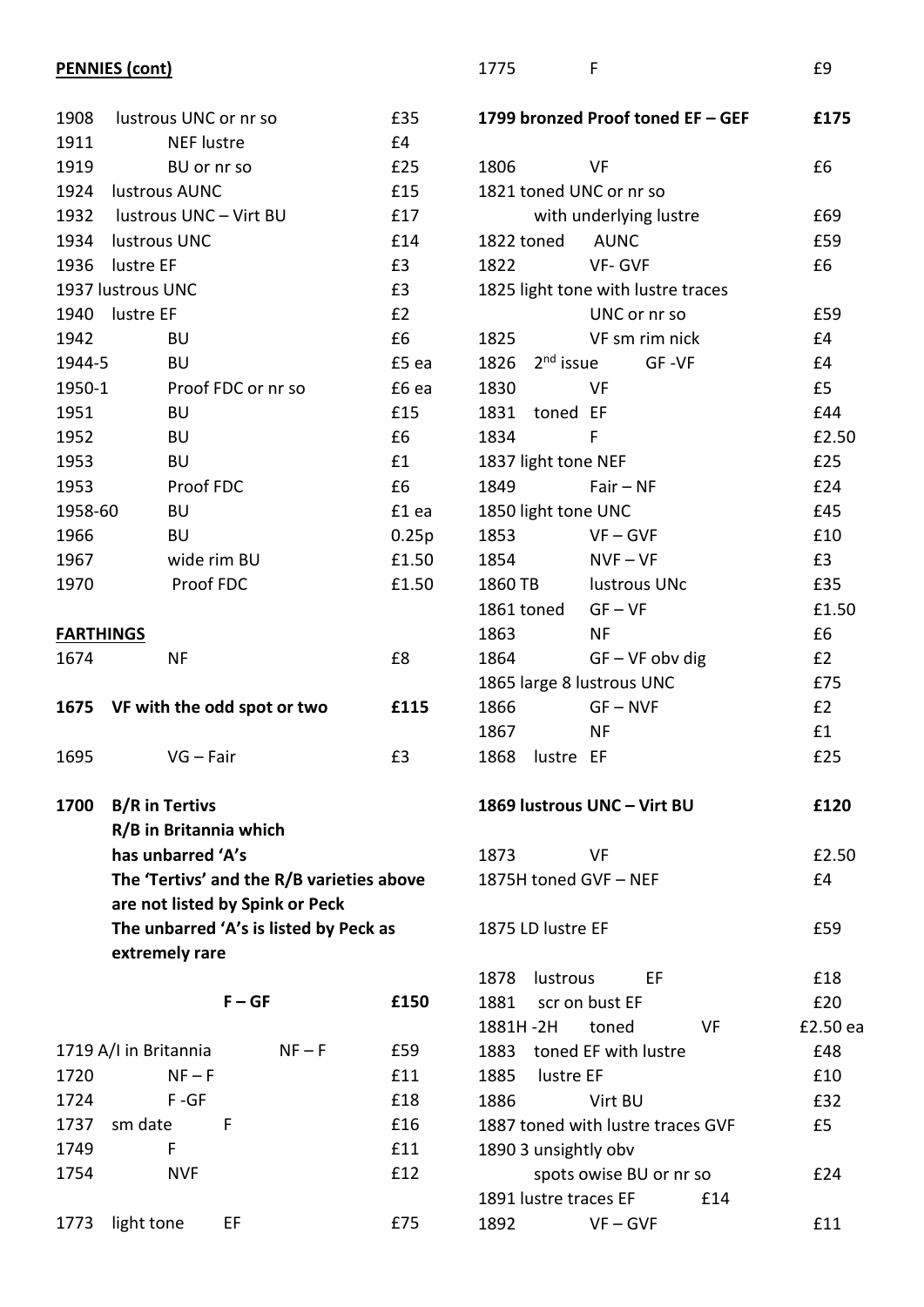**PENNIES (cont)**

| | | |
|---|---|---|
| 1908 | lustrous UNC or nr so | £35 |
| 1911 | NEF lustre | £4 |
| 1919 | BU or nr so | £25 |
| 1924 | lustrous AUNC | £15 |
| 1932 | lustrous UNC – Virt BU | £17 |
| 1934 | lustrous UNC | £14 |
| 1936 | lustre EF | £3 |
| 1937 | lustrous UNC | £3 |
| 1940 | lustre EF | £2 |
| 1942 | BU | £6 |
| 1944-5 | BU | £5 ea |
| 1950-1 | Proof FDC or nr so | £6 ea |
| 1951 | BU | £15 |
| 1952 | BU | £6 |
| 1953 | BU | £1 |
| 1953 | Proof FDC | £6 |
| 1958-60 | BU | £1 ea |
| 1966 | BU | 0.25p |
| 1967 | wide rim BU | £1.50 |
| 1970 | Proof FDC | £1.50 |

**FARTHINGS**

| | | |
|---|---|---|
| 1674 | NF | £8 |
| **1675** | **VF with the odd spot or two** | **£115** |
| 1695 | VG – Fair | £3 |
| **1700** | **B/R in Tertivs R/B in Britannia which has unbarred 'A's The 'Tertivs' and the R/B varieties above are not listed by Spink or Peck The unbarred 'A's is listed by Peck as extremely rare F – GF** | **£150** |
| 1719 | A/I in Britannia NF – F | £59 |
| 1720 | NF – F | £11 |
| 1724 | F -GF | £18 |
| 1737 | sm date F | £16 |
| 1749 | F | £11 |
| 1754 | NVF | £12 |
| 1773 | light tone EF | £75 |
| 1775 | F | £9 |
| **1799** | **bronzed Proof toned EF – GEF** | **£175** |
| 1806 | VF | £6 |
| 1821 | toned UNC or nr so with underlying lustre | £69 |
| 1822 | toned AUNC | £59 |
| 1822 | VF- GVF | £6 |
| 1825 | light tone with lustre traces UNC or nr so | £59 |
| 1825 | VF sm rim nick | £4 |
| 1826 | 2nd issue GF -VF | £4 |
| 1830 | VF | £5 |
| 1831 | toned EF | £44 |
| 1834 | F | £2.50 |
| 1837 | light tone NEF | £25 |
| 1849 | Fair – NF | £24 |
| 1850 | light tone UNC | £45 |
| 1853 | VF – GVF | £10 |
| 1854 | NVF – VF | £3 |
| 1860 TB | lustrous UNc | £35 |
| 1861 | toned GF – VF | £1.50 |
| 1863 | NF | £6 |
| 1864 | GF – VF obv dig | £2 |
| 1865 | large 8 lustrous UNC | £75 |
| 1866 | GF – NVF | £2 |
| 1867 | NF | £1 |
| 1868 | lustre EF | £25 |
| **1869** | **lustrous UNC – Virt BU** | **£120** |
| 1873 | VF | £2.50 |
| 1875H | toned GVF – NEF | £4 |
| 1875 LD | lustre EF | £59 |
| 1878 | lustrous EF | £18 |
| 1881 | scr on bust EF | £20 |
| 1881H -2H | toned VF | £2.50 ea |
| 1883 | toned EF with lustre | £48 |
| 1885 | lustre EF | £10 |
| 1886 | Virt BU | £32 |
| 1887 | toned with lustre traces GVF | £5 |
| 1890 | 3 unsightly obv spots owise BU or nr so | £24 |
| 1891 | lustre traces EF | £14 |
| 1892 | VF – GVF | £11 |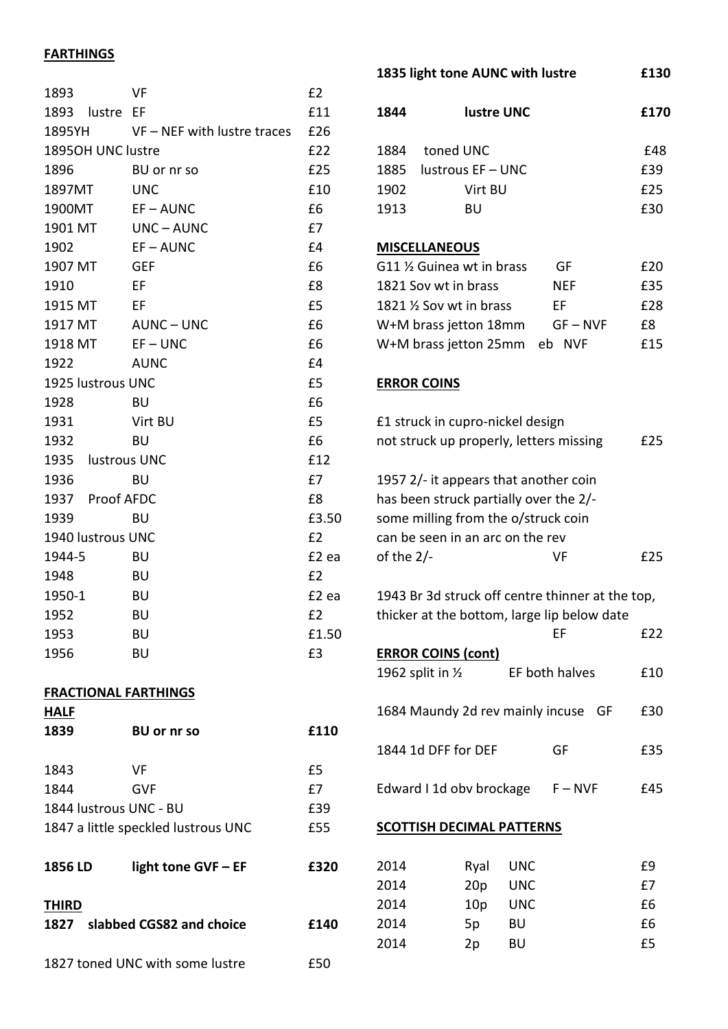**FARTHINGS**

| | | |
|---|---|---|
| 1893 | VF | £2 |
| 1893 lustre | EF | £11 |
| 1895YH | VF – NEF with lustre traces | £26 |
| 1895OH UNC lustre | | £22 |
| 1896 | BU or nr so | £25 |
| 1897MT | UNC | £10 |
| 1900MT | EF – AUNC | £6 |
| 1901 MT | UNC – AUNC | £7 |
| 1902 | EF – AUNC | £4 |
| 1907 MT | GEF | £6 |
| 1910 | EF | £8 |
| 1915 MT | EF | £5 |
| 1917 MT | AUNC – UNC | £6 |
| 1918 MT | EF – UNC | £6 |
| 1922 | AUNC | £4 |
| 1925 lustrous UNC | | £5 |
| 1928 | BU | £6 |
| 1931 | Virt BU | £5 |
| 1932 | BU | £6 |
| 1935 | lustrous UNC | £12 |
| 1936 | BU | £7 |
| 1937 | Proof AFDC | £8 |
| 1939 | BU | £3.50 |
| 1940 lustrous UNC | | £2 |
| 1944-5 | BU | £2 ea |
| 1948 | BU | £2 |
| 1950-1 | BU | £2 ea |
| 1952 | BU | £2 |
| 1953 | BU | £1.50 |
| 1956 | BU | £3 |

**FRACTIONAL FARTHINGS**

**HALF**

| | | |
|---|---|---|
| **1839** | **BU or nr so** | **£110** |
| 1843 | VF | £5 |
| 1844 | GVF | £7 |
| 1844 lustrous UNC - BU | | £39 |
| 1847 a little speckled lustrous UNC | | £55 |
| **1856 LD** | **light tone GVF – EF** | **£320** |

**THIRD**

| | | |
|---|---|---|
| **1827** | **slabbed CGS82 and choice** | **£140** |
| 1827 toned UNC with some lustre | | £50 |

| | | |
|---|---|---|
| **1835 light tone AUNC with lustre** | | **£130** |
| **1844** | **lustre UNC** | **£170** |
| 1884 | toned UNC | £48 |
| 1885 | lustrous EF – UNC | £39 |
| 1902 | Virt BU | £25 |
| 1913 | BU | £30 |

**MISCELLANEOUS**

| | | |
|---|---|---|
| G11 ½ Guinea wt in brass | GF | £20 |
| 1821 Sov wt in brass | NEF | £35 |
| 1821 ½ Sov wt in brass | EF | £28 |
| W+M brass jetton 18mm | GF – NVF | £8 |
| W+M brass jetton 25mm | eb NVF | £15 |

**ERROR COINS**

£1 struck in cupro-nickel design not struck up properly, letters missing — £25

1957 2/- it appears that another coin has been struck partially over the 2/- some milling from the o/struck coin can be seen in an arc on the rev of the 2/- — VF — £25

1943 Br 3d struck off centre thinner at the top, thicker at the bottom, large lip below date — EF — £22

**ERROR COINS (cont)**

| | | |
|---|---|---|
| 1962 split in ½ | EF both halves | £10 |
| 1684 Maundy 2d rev mainly incuse | GF | £30 |
| 1844 1d DFF for DEF | GF | £35 |
| Edward I 1d obv brockage | F – NVF | £45 |

**SCOTTISH DECIMAL PATTERNS**

| | | | |
|---|---|---|---|
| 2014 | Ryal | UNC | £9 |
| 2014 | 20p | UNC | £7 |
| 2014 | 10p | UNC | £6 |
| 2014 | 5p | BU | £6 |
| 2014 | 2p | BU | £5 |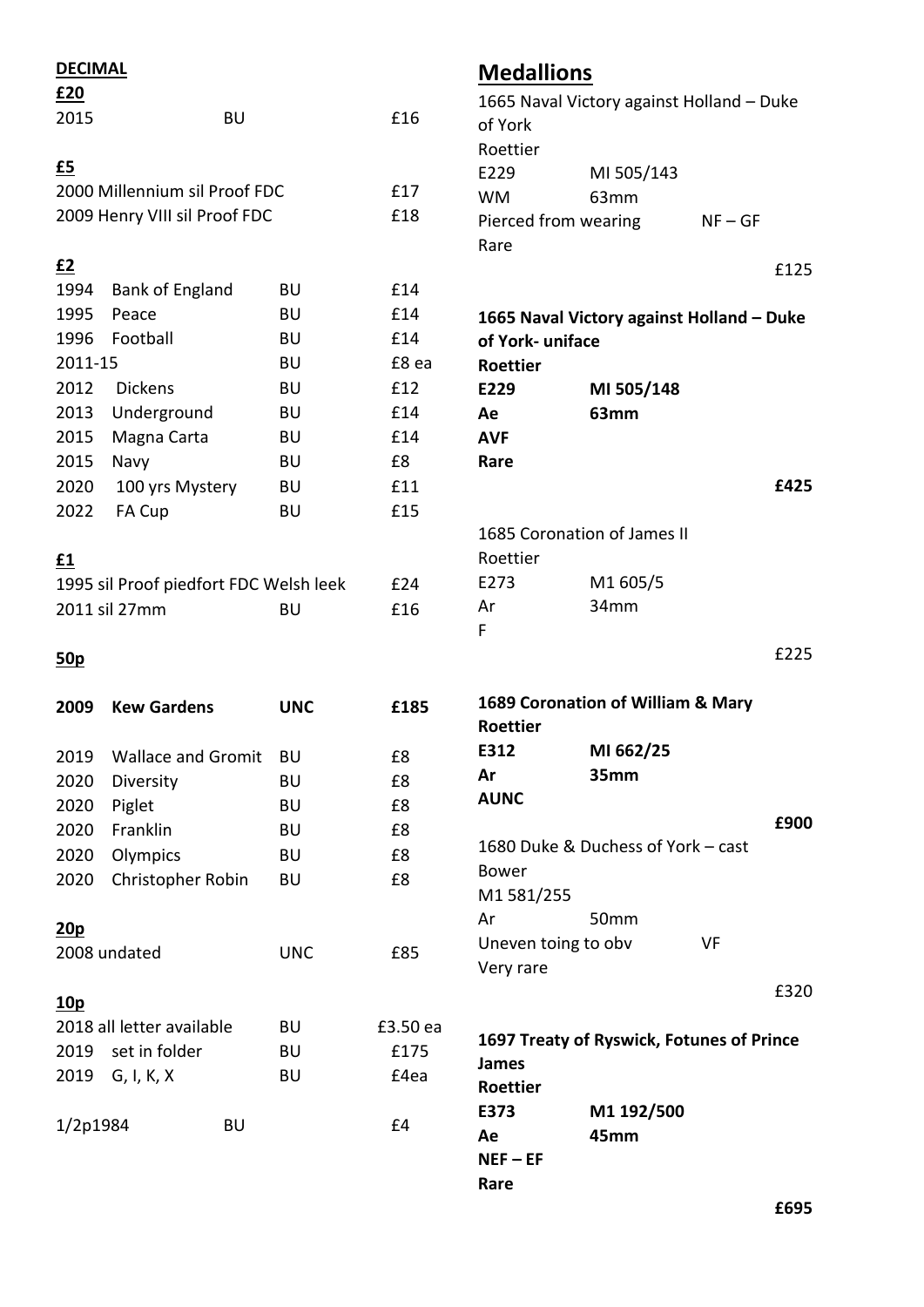**DECIMAL**

**£20**

| | | | |
|---|---|---|---|
| 2015 | | BU | £16 |

**£5**

| | |
|---|---|
| 2000 Millennium sil Proof FDC | £17 |
| 2009 Henry VIII sil Proof FDC | £18 |

**£2**

| | | | |
|---|---|---|---|
| 1994 | Bank of England | BU | £14 |
| 1995 | Peace | BU | £14 |
| 1996 | Football | BU | £14 |
| 2011-15 | | BU | £8 ea |
| 2012 | Dickens | BU | £12 |
| 2013 | Underground | BU | £14 |
| 2015 | Magna Carta | BU | £14 |
| 2015 | Navy | BU | £8 |
| 2020 | 100 yrs Mystery | BU | £11 |
| 2022 | FA Cup | BU | £15 |

**£1**

| | | |
|---|---|---|
| 1995 sil Proof piedfort FDC Welsh leek | | £24 |
| 2011 sil 27mm | BU | £16 |

**50p**

| | | | |
|---|---|---|---|
| **2009** | **Kew Gardens** | **UNC** | **£185** |
| 2019 | Wallace and Gromit | BU | £8 |
| 2020 | Diversity | BU | £8 |
| 2020 | Piglet | BU | £8 |
| 2020 | Franklin | BU | £8 |
| 2020 | Olympics | BU | £8 |
| 2020 | Christopher Robin | BU | £8 |

**20p**

| | | |
|---|---|---|
| 2008 undated | UNC | £85 |

**10p**

| | | |
|---|---|---|
| 2018 all letter available | BU | £3.50 ea |
| 2019 set in folder | BU | £175 |
| 2019 G, I, K, X | BU | £4ea |

| | | |
|---|---|---|
| 1/2p1984 | BU | £4 |

## Medallions

1665 Naval Victory against Holland – Duke of York
Roettier
E229 MI 505/143
WM 63mm
Pierced from wearing NF – GF
Rare

£125

**1665 Naval Victory against Holland – Duke of York- uniface**
**Roettier**
**E229 MI 505/148**
**Ae 63mm**
**AVF**
**Rare**

**£425**

1685 Coronation of James II
Roettier
E273 M1 605/5
Ar 34mm
F

£225

**1689 Coronation of William & Mary**
**Roettier**
**E312 MI 662/25**
**Ar 35mm**
**AUNC**

**£900**

1680 Duke & Duchess of York – cast
Bower
M1 581/255
Ar 50mm
Uneven toing to obv VF
Very rare

£320

**1697 Treaty of Ryswick, Fotunes of Prince James**
**Roettier**
**E373 M1 192/500**
**Ae 45mm**
**NEF – EF**
**Rare**

**£695**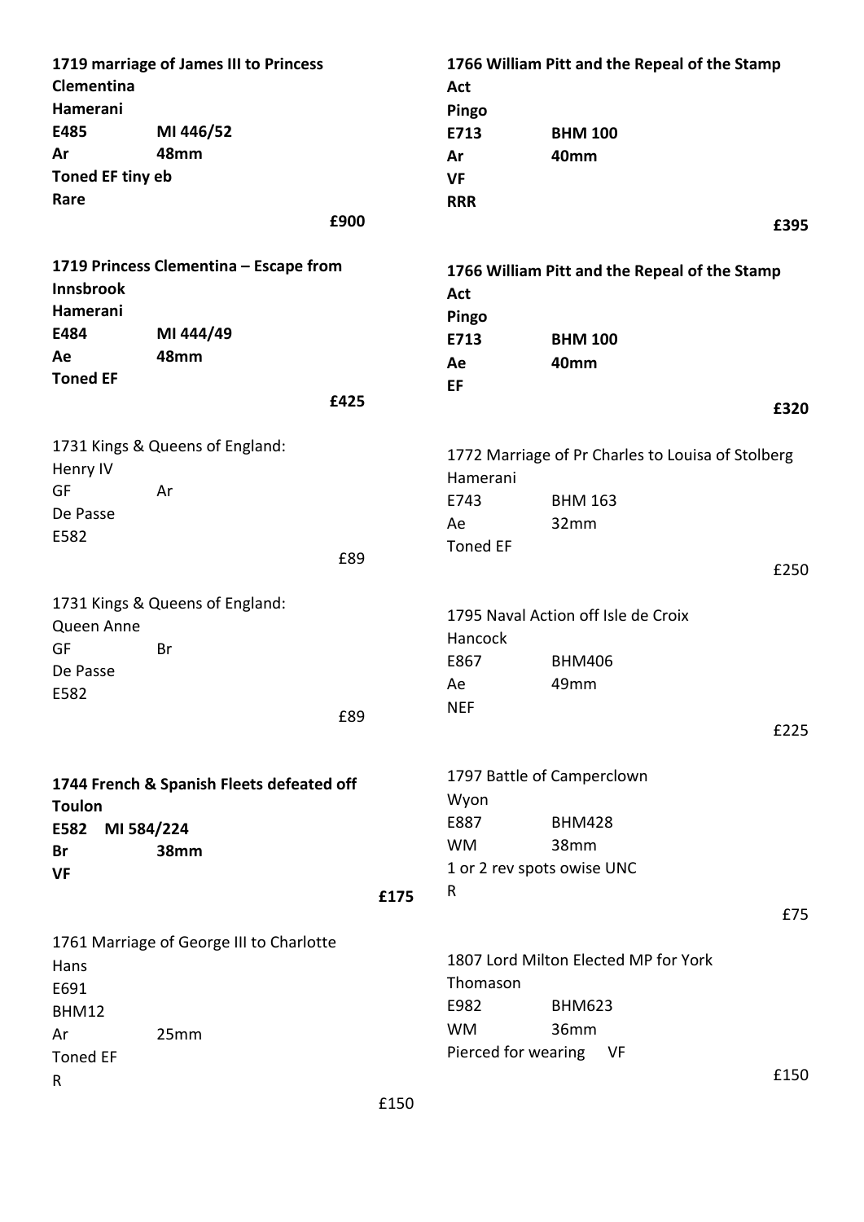**1719 marriage of James III to Princess Clementina**
**Hamerani**
**E485 MI 446/52**
**Ar 48mm**
**Toned EF tiny eb**
**Rare**
**£900**

**1719 Princess Clementina – Escape from Innsbrook**
**Hamerani**
**E484 MI 444/49**
**Ae 48mm**
**Toned EF**
**£425**

1731 Kings & Queens of England:
Henry IV
GF Ar
De Passe
E582
£89

1731 Kings & Queens of England:
Queen Anne
GF Br
De Passe
E582
£89

**1744 French & Spanish Fleets defeated off Toulon**
**E582 MI 584/224**
**Br 38mm**
**VF**
**£175**

1761 Marriage of George III to Charlotte
Hans
E691
BHM12
Ar 25mm
Toned EF
R
£150

**1766 William Pitt and the Repeal of the Stamp Act**
**Pingo**
**E713 BHM 100**
**Ar 40mm**
**VF**
**RRR**
**£395**

**1766 William Pitt and the Repeal of the Stamp Act**
**Pingo**
**E713 BHM 100**
**Ae 40mm**
**EF**
**£320**

1772 Marriage of Pr Charles to Louisa of Stolberg
Hamerani
E743 BHM 163
Ae 32mm
Toned EF
£250

1795 Naval Action off Isle de Croix
Hancock
E867 BHM406
Ae 49mm
NEF
£225

1797 Battle of Camperclown
Wyon
E887 BHM428
WM 38mm
1 or 2 rev spots owise UNC
R
£75

1807 Lord Milton Elected MP for York
Thomason
E982 BHM623
WM 36mm
Pierced for wearing VF
£150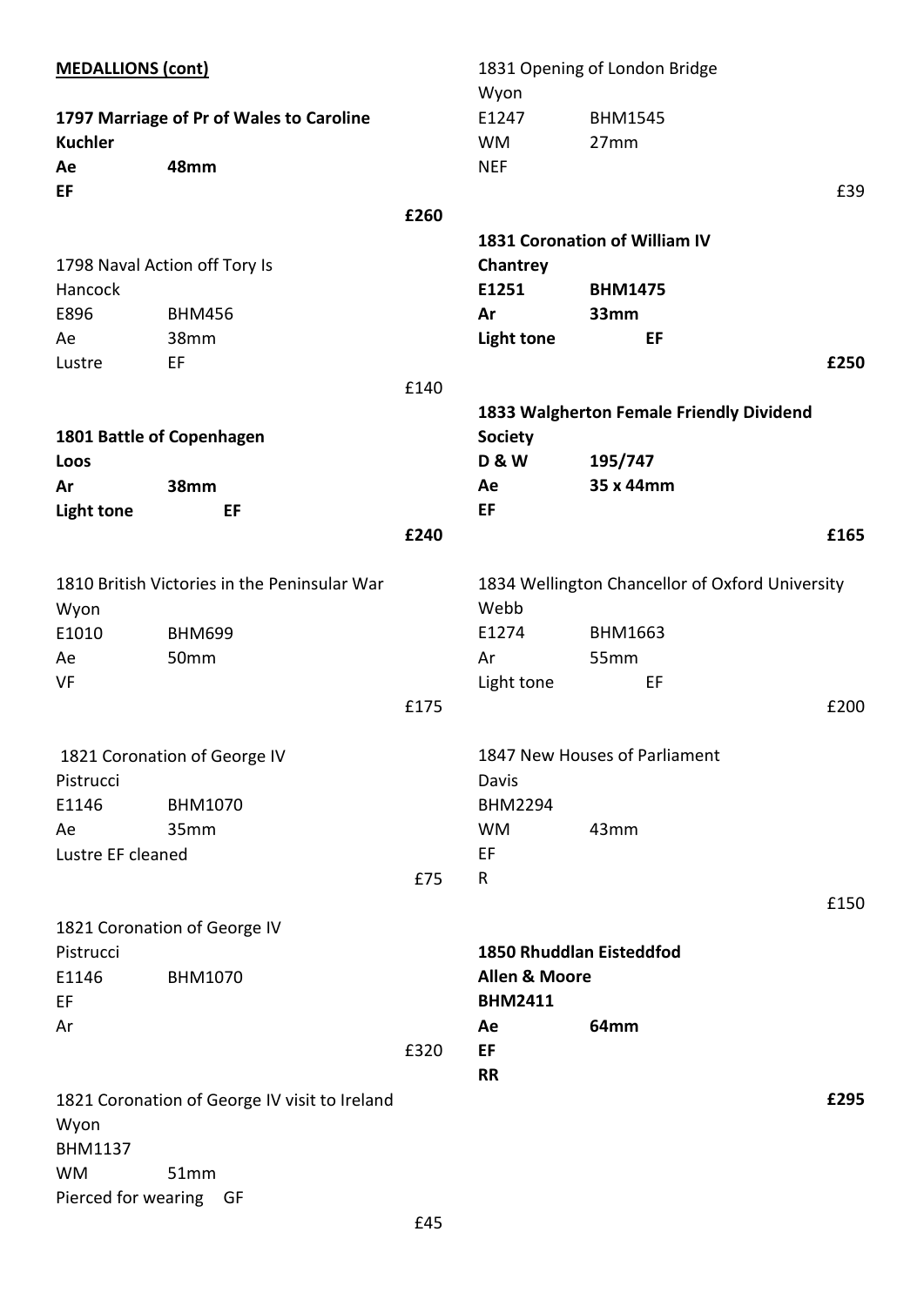**MEDALLIONS (cont)**

**1797 Marriage of Pr of Wales to Caroline**
**Kuchler**
**Ae** **48mm**
**EF**
**£260**

1798 Naval Action off Tory Is
Hancock
E896 BHM456
Ae 38mm
Lustre EF
£140

**1801 Battle of Copenhagen**
**Loos**
**Ar** **38mm**
**Light tone** **EF**
**£240**

1810 British Victories in the Peninsular War
Wyon
E1010 BHM699
Ae 50mm
VF
£175

1821 Coronation of George IV
Pistrucci
E1146 BHM1070
Ae 35mm
Lustre EF cleaned
£75

1821 Coronation of George IV
Pistrucci
E1146 BHM1070
EF
Ar
£320

1821 Coronation of George IV visit to Ireland
Wyon
BHM1137
WM 51mm
Pierced for wearing GF
£45

1831 Opening of London Bridge
Wyon
E1247 BHM1545
WM 27mm
NEF
£39

**1831 Coronation of William IV**
**Chantrey**
**E1251** **BHM1475**
**Ar** **33mm**
**Light tone** **EF**
**£250**

**1833 Walgherton Female Friendly Dividend Society**
**D & W** **195/747**
**Ae** **35 x 44mm**
**EF**
**£165**

1834 Wellington Chancellor of Oxford University
Webb
E1274 BHM1663
Ar 55mm
Light tone EF
£200

1847 New Houses of Parliament
Davis
BHM2294
WM 43mm
EF
R
£150

**1850 Rhuddlan Eisteddfod**
**Allen & Moore**
**BHM2411**
**Ae** **64mm**
**EF**
**RR**
**£295**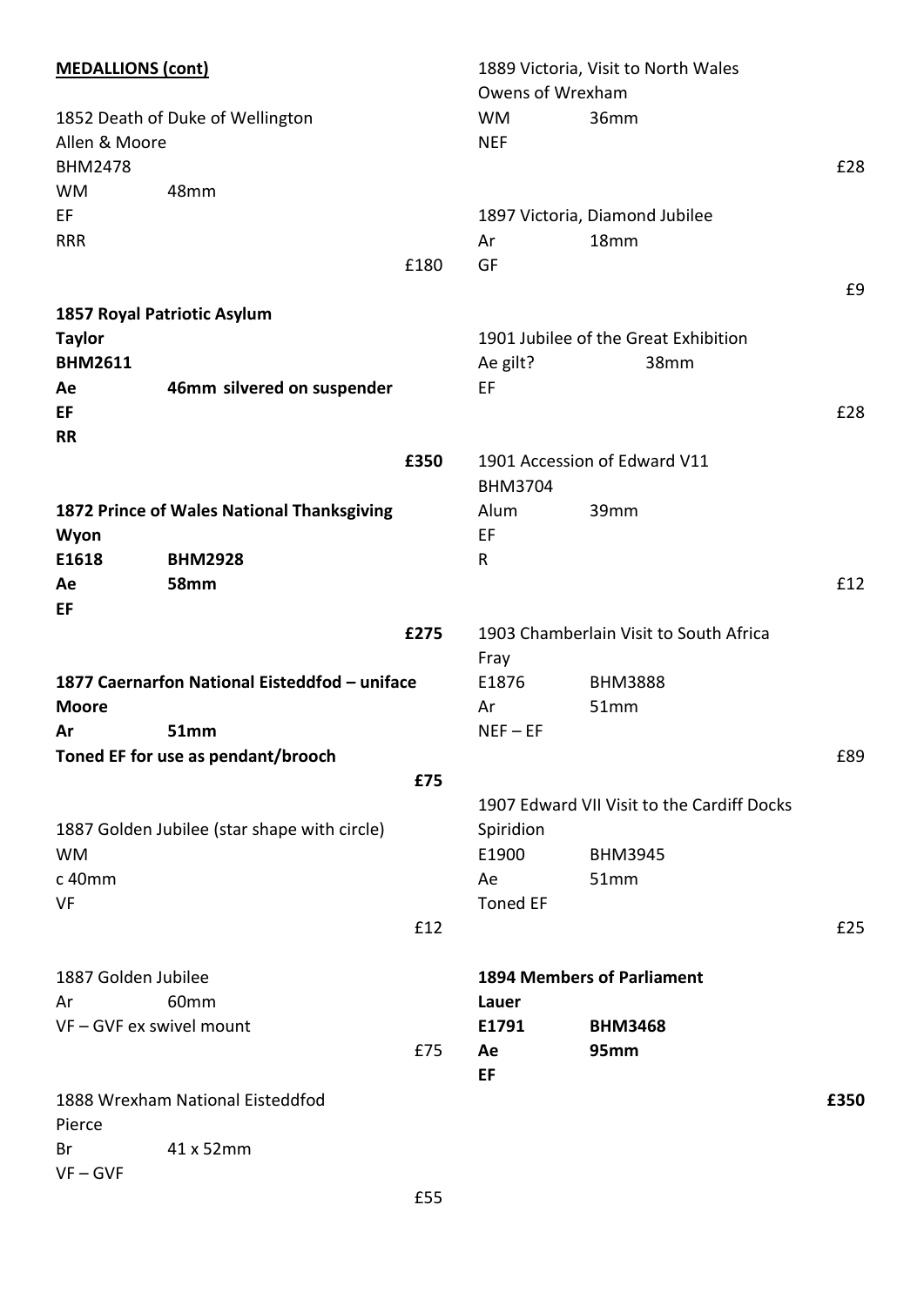**MEDALLIONS (cont)**

1852 Death of Duke of Wellington
Allen & Moore
BHM2478
WM 48mm
EF
RRR
£180

**1857 Royal Patriotic Asylum**
**Taylor**
**BHM2611**
**Ae 46mm silvered on suspender**
**EF**
**RR**
**£350**

**1872 Prince of Wales National Thanksgiving**
**Wyon**
**E1618 BHM2928**
**Ae 58mm**
**EF**
**£275**

**1877 Caernarfon National Eisteddfod – uniface**
**Moore**
**Ar 51mm**
**Toned EF for use as pendant/brooch**
**£75**

1887 Golden Jubilee (star shape with circle)
WM
c 40mm
VF
£12

1887 Golden Jubilee
Ar 60mm
VF – GVF ex swivel mount
£75

1888 Wrexham National Eisteddfod
Pierce
Br 41 x 52mm
VF – GVF
£55

1889 Victoria, Visit to North Wales
Owens of Wrexham
WM 36mm
NEF
£28

1897 Victoria, Diamond Jubilee
Ar 18mm
GF
£9

1901 Jubilee of the Great Exhibition
Ae gilt? 38mm
EF
£28

1901 Accession of Edward V11
BHM3704
Alum 39mm
EF
R
£12

1903 Chamberlain Visit to South Africa
Fray
E1876 BHM3888
Ar 51mm
NEF – EF
£89

1907 Edward VII Visit to the Cardiff Docks
Spiridion
E1900 BHM3945
Ae 51mm
Toned EF
£25

**1894 Members of Parliament**
**Lauer**
**E1791 BHM3468**
**Ae 95mm**
**EF**
**£350**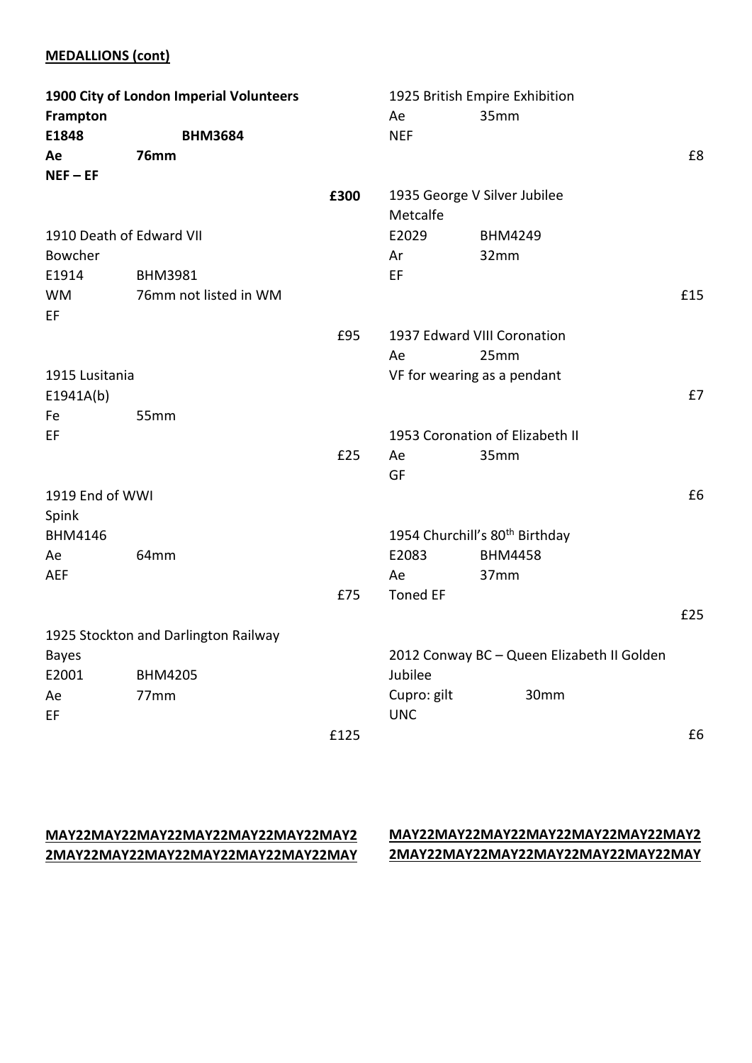**MEDALLIONS (cont)**

**1900 City of London Imperial Volunteers**
**Frampton**
**E1848** **BHM3684**
**Ae** **76mm**
**NEF – EF**

**£300**

1910 Death of Edward VII
Bowcher
E1914 BHM3981
WM 76mm not listed in WM
EF

£95

1915 Lusitania
E1941A(b)
Fe 55mm
EF

£25

1919 End of WWI
Spink
BHM4146
Ae 64mm
AEF

£75

1925 Stockton and Darlington Railway
Bayes
E2001 BHM4205
Ae 77mm
EF

£125

1925 British Empire Exhibition
Ae 35mm
NEF

£8

1935 George V Silver Jubilee
Metcalfe
E2029 BHM4249
Ar 32mm
EF

£15

1937 Edward VIII Coronation
Ae 25mm
VF for wearing as a pendant

£7

1953 Coronation of Elizabeth II
Ae 35mm
GF

£6

1954 Churchill's 80th Birthday
E2083 BHM4458
Ae 37mm
Toned EF

£25

2012 Conway BC – Queen Elizabeth II Golden Jubilee
Cupro: gilt 30mm
UNC

£6

**MAY22MAY22MAY22MAY22MAY22MAY22MAY22MAY22MAY22MAY22MAY22MAY22MAY22MAY**

**MAY22MAY22MAY22MAY22MAY22MAY22MAY22MAY22MAY22MAY22MAY22MAY22MAY22MAY**